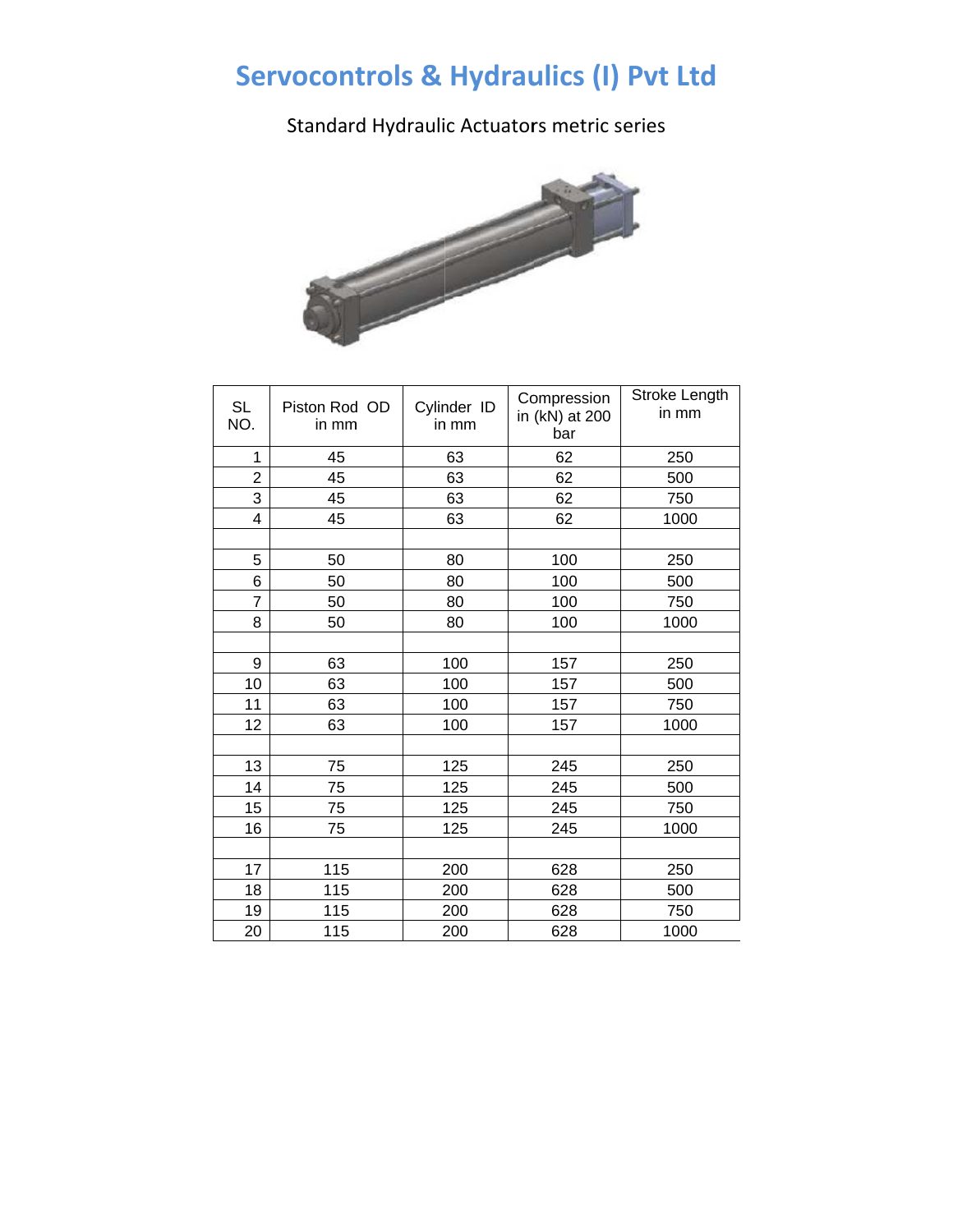# Servocontrols & Hydraulics (I) Pvt Ltd

Standard Hydraulic Actuators metric series

| SL NO. | Piston Rod OD in mm | Cylinder ID in mm | Compression in (kN) at 200 bar | Stroke Length in mm |
|---|---|---|---|---|
| 1 | 45 | 63 | 62 | 250 |
| 2 | 45 | 63 | 62 | 500 |
| 3 | 45 | 63 | 62 | 750 |
| 4 | 45 | 63 | 62 | 1000 |
| | | | | |
| 5 | 50 | 80 | 100 | 250 |
| 6 | 50 | 80 | 100 | 500 |
| 7 | 50 | 80 | 100 | 750 |
| 8 | 50 | 80 | 100 | 1000 |
| | | | | |
| 9 | 63 | 100 | 157 | 250 |
| 10 | 63 | 100 | 157 | 500 |
| 11 | 63 | 100 | 157 | 750 |
| 12 | 63 | 100 | 157 | 1000 |
| | | | | |
| 13 | 75 | 125 | 245 | 250 |
| 14 | 75 | 125 | 245 | 500 |
| 15 | 75 | 125 | 245 | 750 |
| 16 | 75 | 125 | 245 | 1000 |
| | | | | |
| 17 | 115 | 200 | 628 | 250 |
| 18 | 115 | 200 | 628 | 500 |
| 19 | 115 | 200 | 628 | 750 |
| 20 | 115 | 200 | 628 | 1000 |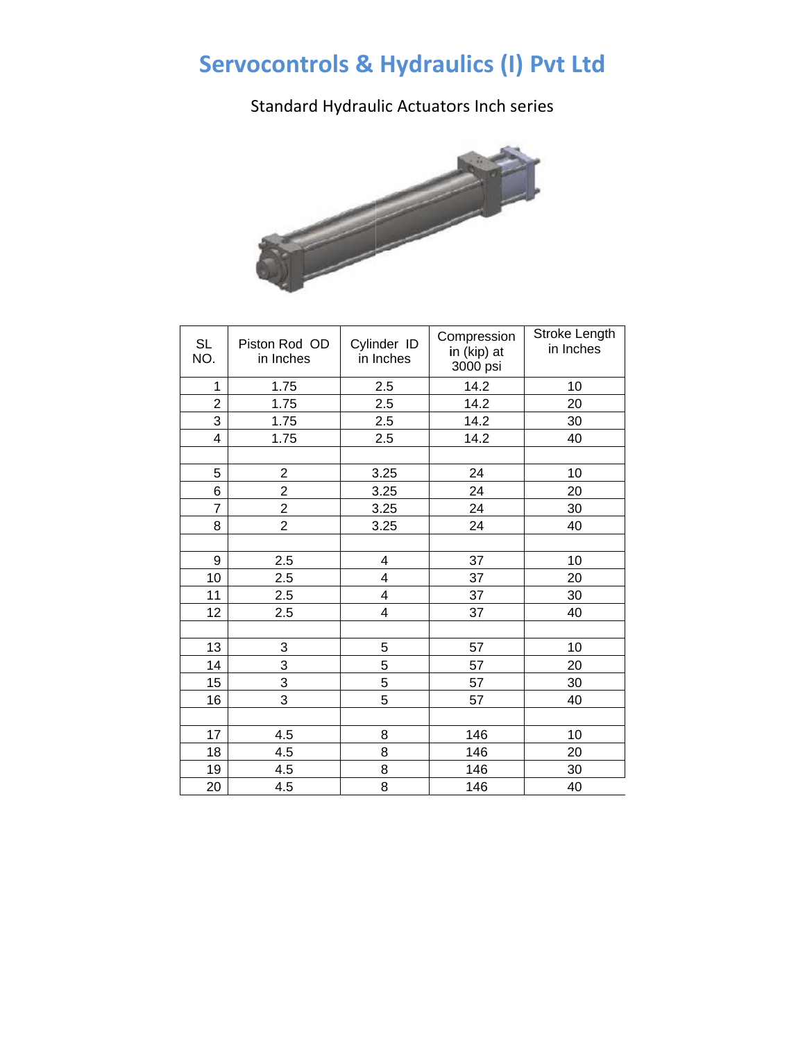# Servocontrols & Hydraulics (I) Pvt Ltd

Standard Hydraulic Actuators Inch series

| SL NO. | Piston Rod OD in Inches | Cylinder ID in Inches | Compression in (kip) at 3000 psi | Stroke Length in Inches |
|---|---|---|---|---|
| 1 | 1.75 | 2.5 | 14.2 | 10 |
| 2 | 1.75 | 2.5 | 14.2 | 20 |
| 3 | 1.75 | 2.5 | 14.2 | 30 |
| 4 | 1.75 | 2.5 | 14.2 | 40 |
| | | | | |
| 5 | 2 | 3.25 | 24 | 10 |
| 6 | 2 | 3.25 | 24 | 20 |
| 7 | 2 | 3.25 | 24 | 30 |
| 8 | 2 | 3.25 | 24 | 40 |
| | | | | |
| 9 | 2.5 | 4 | 37 | 10 |
| 10 | 2.5 | 4 | 37 | 20 |
| 11 | 2.5 | 4 | 37 | 30 |
| 12 | 2.5 | 4 | 37 | 40 |
| | | | | |
| 13 | 3 | 5 | 57 | 10 |
| 14 | 3 | 5 | 57 | 20 |
| 15 | 3 | 5 | 57 | 30 |
| 16 | 3 | 5 | 57 | 40 |
| | | | | |
| 17 | 4.5 | 8 | 146 | 10 |
| 18 | 4.5 | 8 | 146 | 20 |
| 19 | 4.5 | 8 | 146 | 30 |
| 20 | 4.5 | 8 | 146 | 40 |